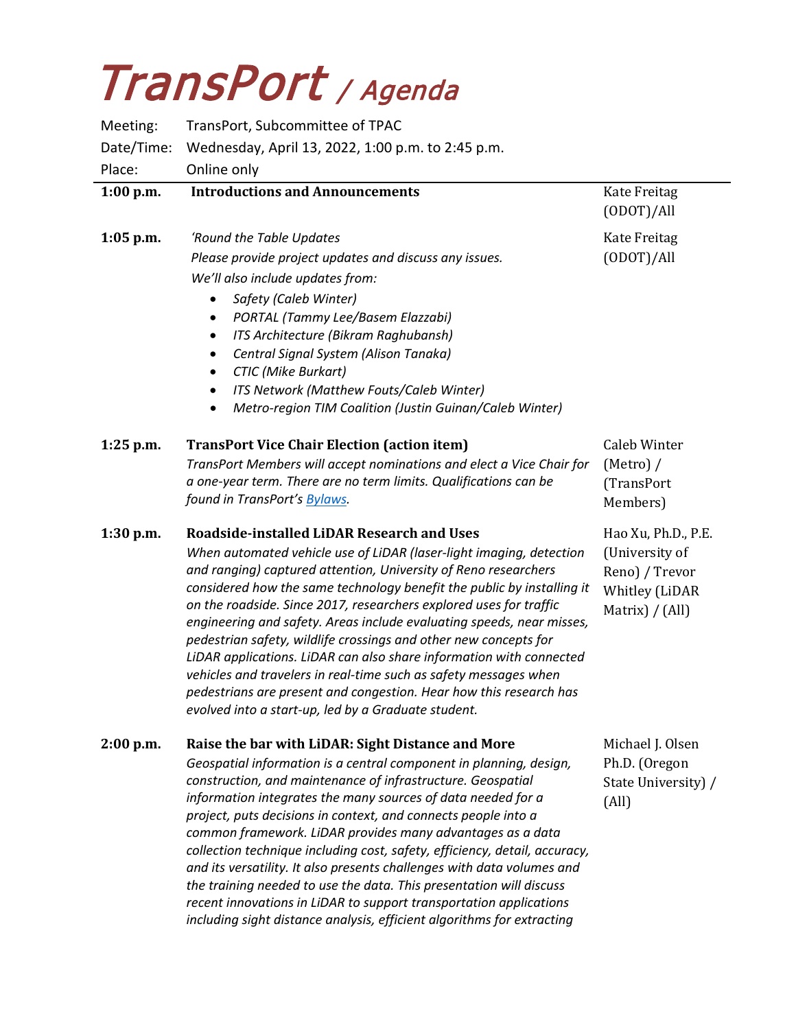# TransPort / Agenda

| | |
|---|---|
| Meeting: | TransPort, Subcommittee of TPAC |
| Date/Time: | Wednesday, April 13, 2022, 1:00 p.m. to 2:45 p.m. |
| Place: | Online only |

| | | |
|---|---|---|
| **1:00 p.m.** | **Introductions and Announcements** | Kate Freitag (ODOT)/All |
| **1:05 p.m.** | *'Round the Table Updates*<br>*Please provide project updates and discuss any issues.*<br>*We'll also include updates from:*<br>• *Safety (Caleb Winter)*<br>• *PORTAL (Tammy Lee/Basem Elazzabi)*<br>• *ITS Architecture (Bikram Raghubansh)*<br>• *Central Signal System (Alison Tanaka)*<br>• *CTIC (Mike Burkart)*<br>• *ITS Network (Matthew Fouts/Caleb Winter)*<br>• *Metro-region TIM Coalition (Justin Guinan/Caleb Winter)* | Kate Freitag (ODOT)/All |
| **1:25 p.m.** | **TransPort Vice Chair Election (action item)**<br>*TransPort Members will accept nominations and elect a Vice Chair for a one-year term. There are no term limits. Qualifications can be found in TransPort's [Bylaws](Bylaws).* | Caleb Winter (Metro) / (TransPort Members) |
| **1:30 p.m.** | **Roadside-installed LiDAR Research and Uses**<br>*When automated vehicle use of LiDAR (laser-light imaging, detection and ranging) captured attention, University of Reno researchers considered how the same technology benefit the public by installing it on the roadside. Since 2017, researchers explored uses for traffic engineering and safety. Areas include evaluating speeds, near misses, pedestrian safety, wildlife crossings and other new concepts for LiDAR applications. LiDAR can also share information with connected vehicles and travelers in real-time such as safety messages when pedestrians are present and congestion. Hear how this research has evolved into a start-up, led by a Graduate student.* | Hao Xu, Ph.D., P.E. (University of Reno) / Trevor Whitley (LiDAR Matrix) / (All) |
| **2:00 p.m.** | **Raise the bar with LiDAR: Sight Distance and More**<br>*Geospatial information is a central component in planning, design, construction, and maintenance of infrastructure. Geospatial information integrates the many sources of data needed for a project, puts decisions in context, and connects people into a common framework. LiDAR provides many advantages as a data collection technique including cost, safety, efficiency, detail, accuracy, and its versatility. It also presents challenges with data volumes and the training needed to use the data. This presentation will discuss recent innovations in LiDAR to support transportation applications including sight distance analysis, efficient algorithms for extracting* | Michael J. Olsen Ph.D. (Oregon State University) / (All) |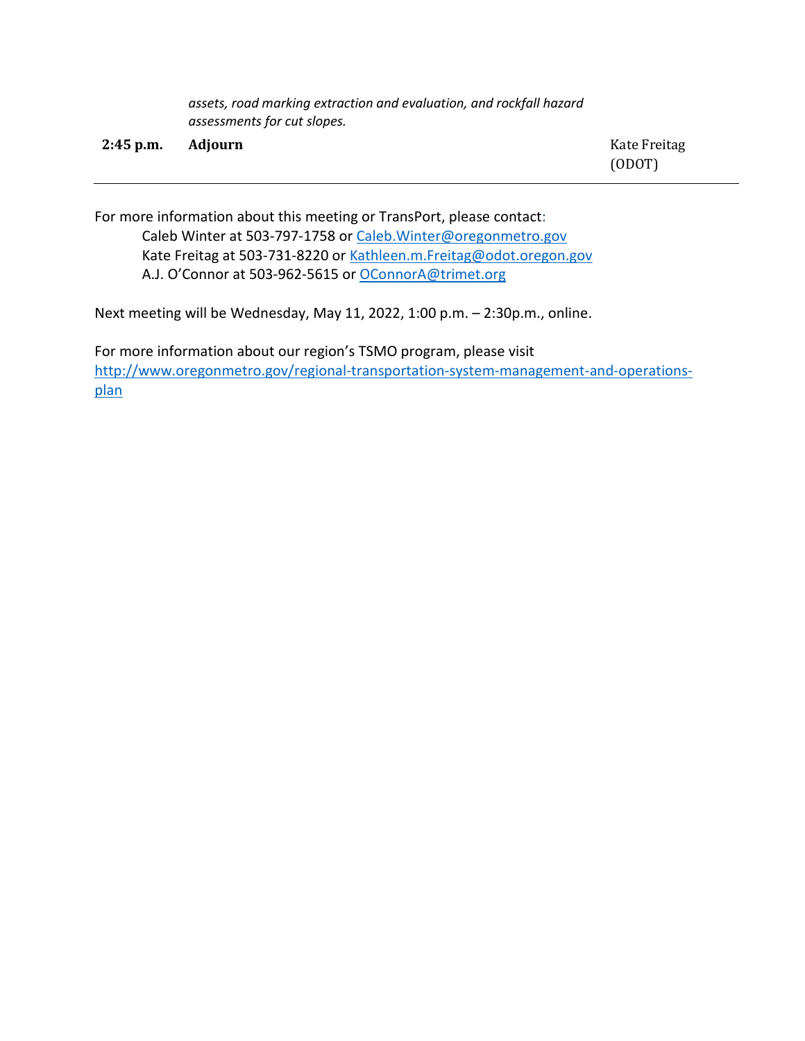| | | |
|---|---|---|
| | *assets, road marking extraction and evaluation, and rockfall hazard assessments for cut slopes.* | |
| **2:45 p.m.** | **Adjourn** | Kate Freitag (ODOT) |

For more information about this meeting or TransPort, please contact:

Caleb Winter at 503-797-1758 or Caleb.Winter@oregonmetro.gov
Kate Freitag at 503-731-8220 or Kathleen.m.Freitag@odot.oregon.gov
A.J. O'Connor at 503-962-5615 or OConnorA@trimet.org

Next meeting will be Wednesday, May 11, 2022, 1:00 p.m. – 2:30p.m., online.

For more information about our region's TSMO program, please visit http://www.oregonmetro.gov/regional-transportation-system-management-and-operations-plan